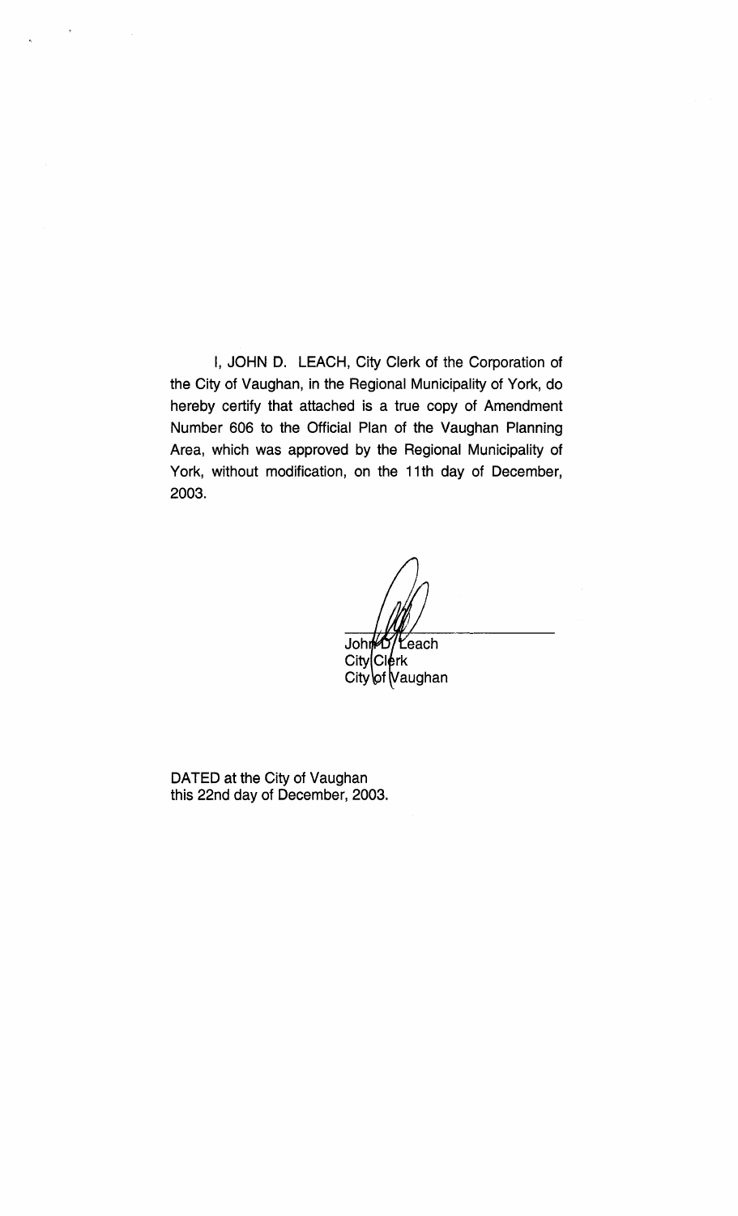I, JOHN D. LEACH, City Clerk of the Corporation of the City of Vaughan, in the Regional Municipality of York, do hereby certify that attached is a true copy of Amendment Number 606 to the Official Plan of the Vaughan Planning Area, which was approved by the Regional Municipality of York, without modification, on the 11th day of December, 2003.

John D. Leach
City Clerk
City of Vaughan

DATED at the City of Vaughan
this 22nd day of December, 2003.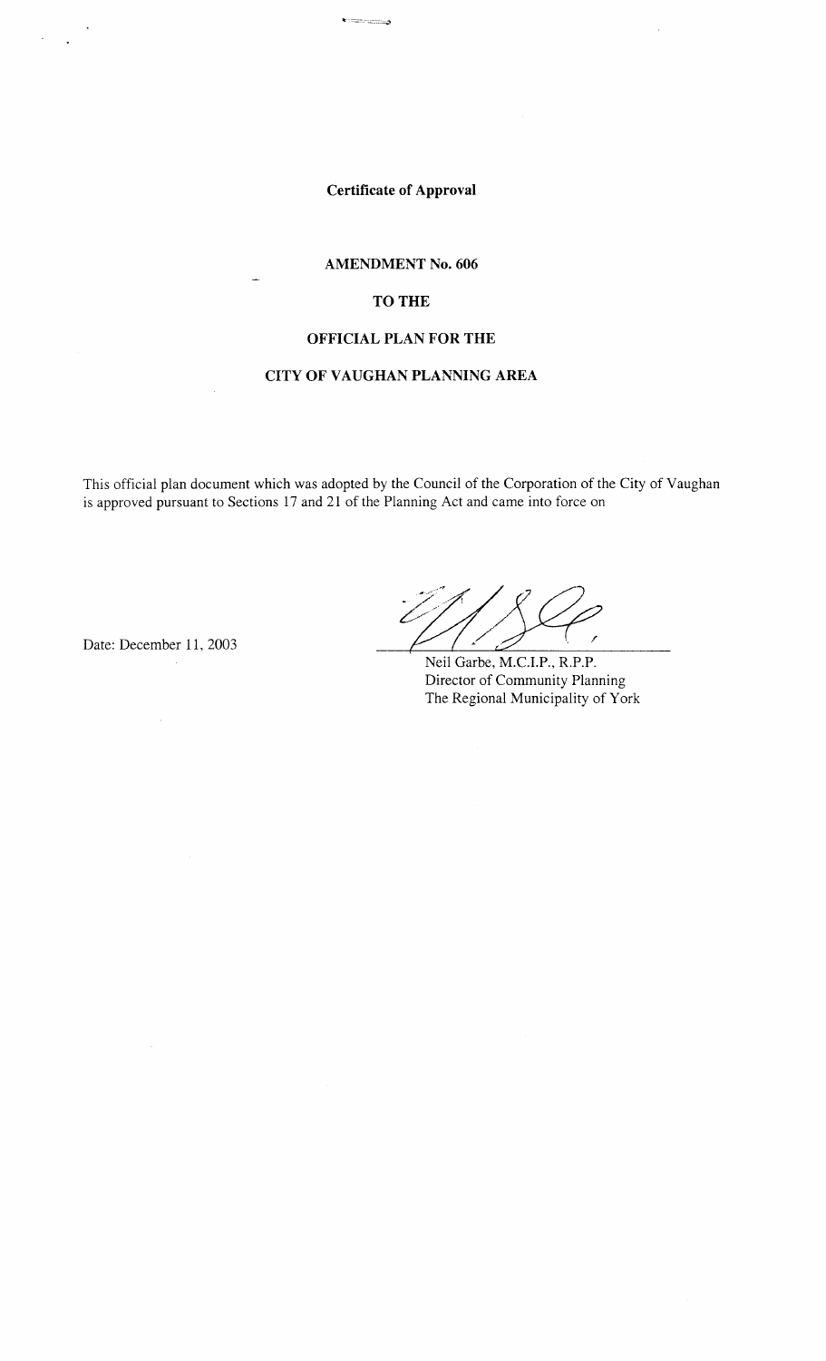**Certificate of Approval**

**AMENDMENT No. 606**

**TO THE**

**OFFICIAL PLAN FOR THE**

**CITY OF VAUGHAN PLANNING AREA**

This official plan document which was adopted by the Council of the Corporation of the City of Vaughan is approved pursuant to Sections 17 and 21 of the Planning Act and came into force on

Date: December 11, 2003

Neil Garbe, M.C.I.P., R.P.P.
Director of Community Planning
The Regional Municipality of York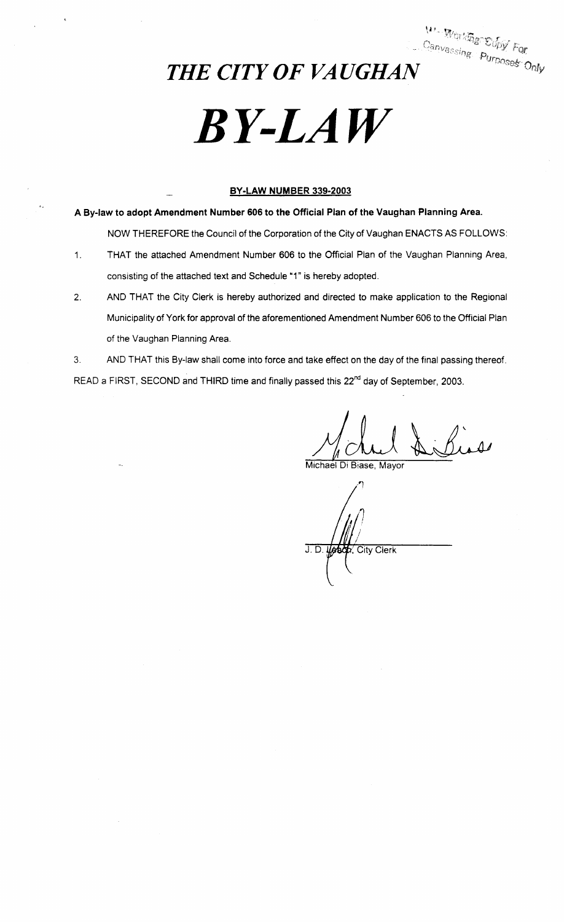Working Copy For Canvassing Purposes Only

# *THE CITY OF VAUGHAN*

# *BY-LAW*

**BY-LAW NUMBER 339-2003**

**A By-law to adopt Amendment Number 606 to the Official Plan of the Vaughan Planning Area.**

NOW THEREFORE the Council of the Corporation of the City of Vaughan ENACTS AS FOLLOWS:

1. THAT the attached Amendment Number 606 to the Official Plan of the Vaughan Planning Area, consisting of the attached text and Schedule "1" is hereby adopted.

2. AND THAT the City Clerk is hereby authorized and directed to make application to the Regional Municipality of York for approval of the aforementioned Amendment Number 606 to the Official Plan of the Vaughan Planning Area.

3. AND THAT this By-law shall come into force and take effect on the day of the final passing thereof.

READ a FIRST, SECOND and THIRD time and finally passed this 22nd day of September, 2003.

Michael Di Biase, Mayor

J. D. Leach, City Clerk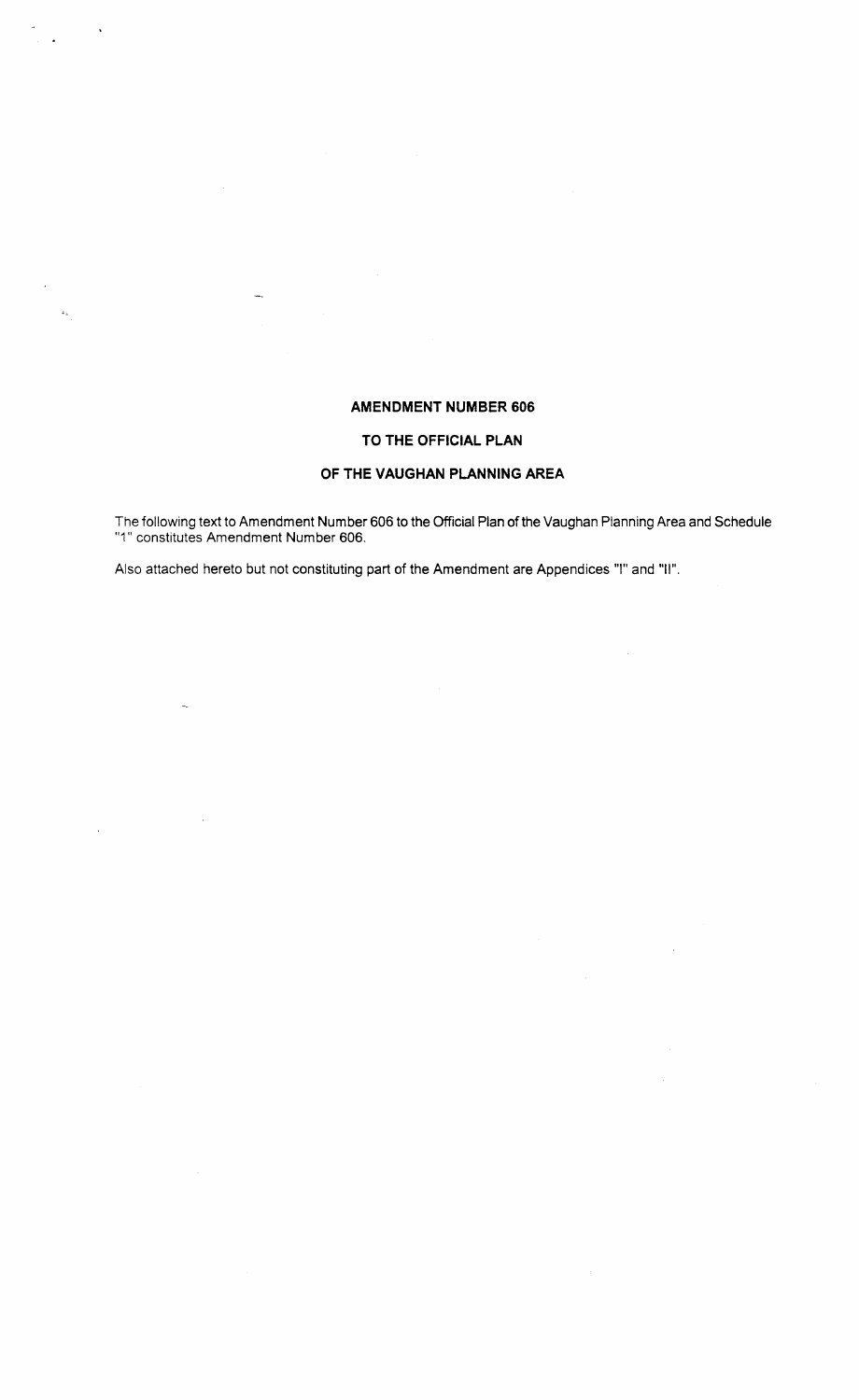# AMENDMENT NUMBER 606

## TO THE OFFICIAL PLAN

## OF THE VAUGHAN PLANNING AREA

The following text to Amendment Number 606 to the Official Plan of the Vaughan Planning Area and Schedule "1" constitutes Amendment Number 606.

Also attached hereto but not constituting part of the Amendment are Appendices "I" and "II".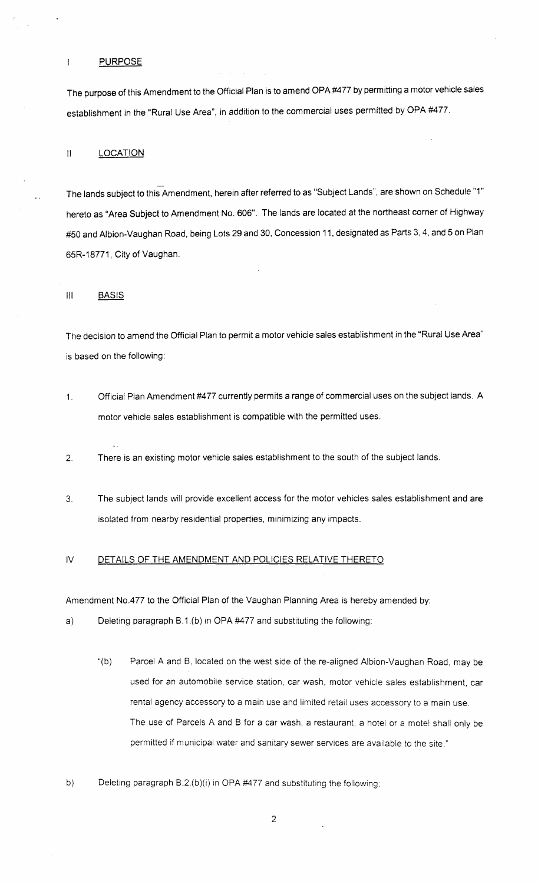## I PURPOSE

The purpose of this Amendment to the Official Plan is to amend OPA #477 by permitting a motor vehicle sales establishment in the "Rural Use Area", in addition to the commercial uses permitted by OPA #477.

## II LOCATION

The lands subject to this Amendment, herein after referred to as "Subject Lands", are shown on Schedule "1" hereto as "Area Subject to Amendment No. 606". The lands are located at the northeast corner of Highway #50 and Albion-Vaughan Road, being Lots 29 and 30, Concession 11, designated as Parts 3, 4, and 5 on Plan 65R-18771, City of Vaughan.

## III BASIS

The decision to amend the Official Plan to permit a motor vehicle sales establishment in the "Rural Use Area" is based on the following:

1. Official Plan Amendment #477 currently permits a range of commercial uses on the subject lands. A motor vehicle sales establishment is compatible with the permitted uses.

2. There is an existing motor vehicle sales establishment to the south of the subject lands.

3. The subject lands will provide excellent access for the motor vehicles sales establishment and are isolated from nearby residential properties, minimizing any impacts.

## IV DETAILS OF THE AMENDMENT AND POLICIES RELATIVE THERETO

Amendment No.477 to the Official Plan of the Vaughan Planning Area is hereby amended by:

a) Deleting paragraph B.1.(b) in OPA #477 and substituting the following:

> "(b) Parcel A and B, located on the west side of the re-aligned Albion-Vaughan Road, may be used for an automobile service station, car wash, motor vehicle sales establishment, car rental agency accessory to a main use and limited retail uses accessory to a main use. The use of Parcels A and B for a car wash, a restaurant, a hotel or a motel shall only be permitted if municipal water and sanitary sewer services are available to the site."

b) Deleting paragraph B.2.(b)(i) in OPA #477 and substituting the following: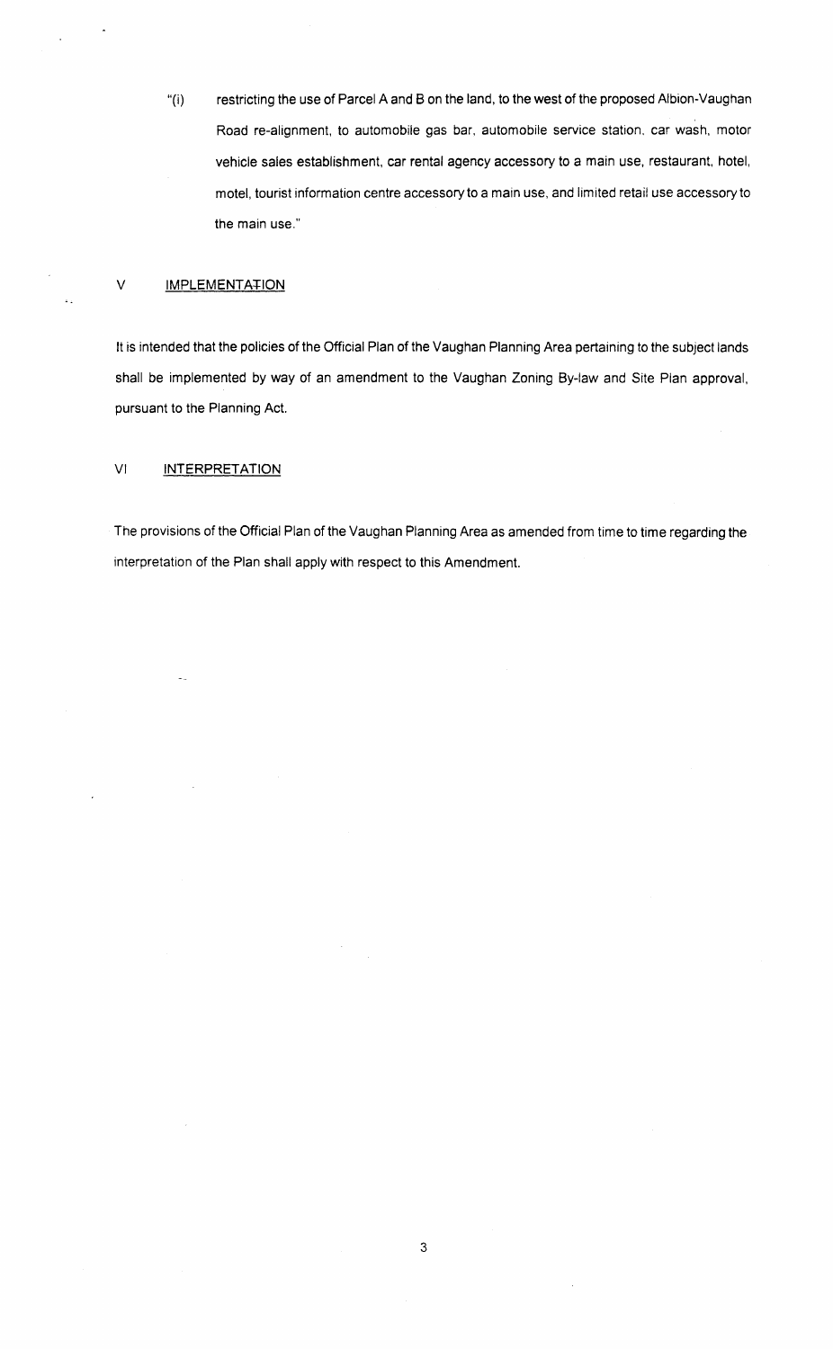"(i) restricting the use of Parcel A and B on the land, to the west of the proposed Albion-Vaughan Road re-alignment, to automobile gas bar, automobile service station, car wash, motor vehicle sales establishment, car rental agency accessory to a main use, restaurant, hotel, motel, tourist information centre accessory to a main use, and limited retail use accessory to the main use."

## V IMPLEMENTATION

It is intended that the policies of the Official Plan of the Vaughan Planning Area pertaining to the subject lands shall be implemented by way of an amendment to the Vaughan Zoning By-law and Site Plan approval, pursuant to the Planning Act.

## VI INTERPRETATION

The provisions of the Official Plan of the Vaughan Planning Area as amended from time to time regarding the interpretation of the Plan shall apply with respect to this Amendment.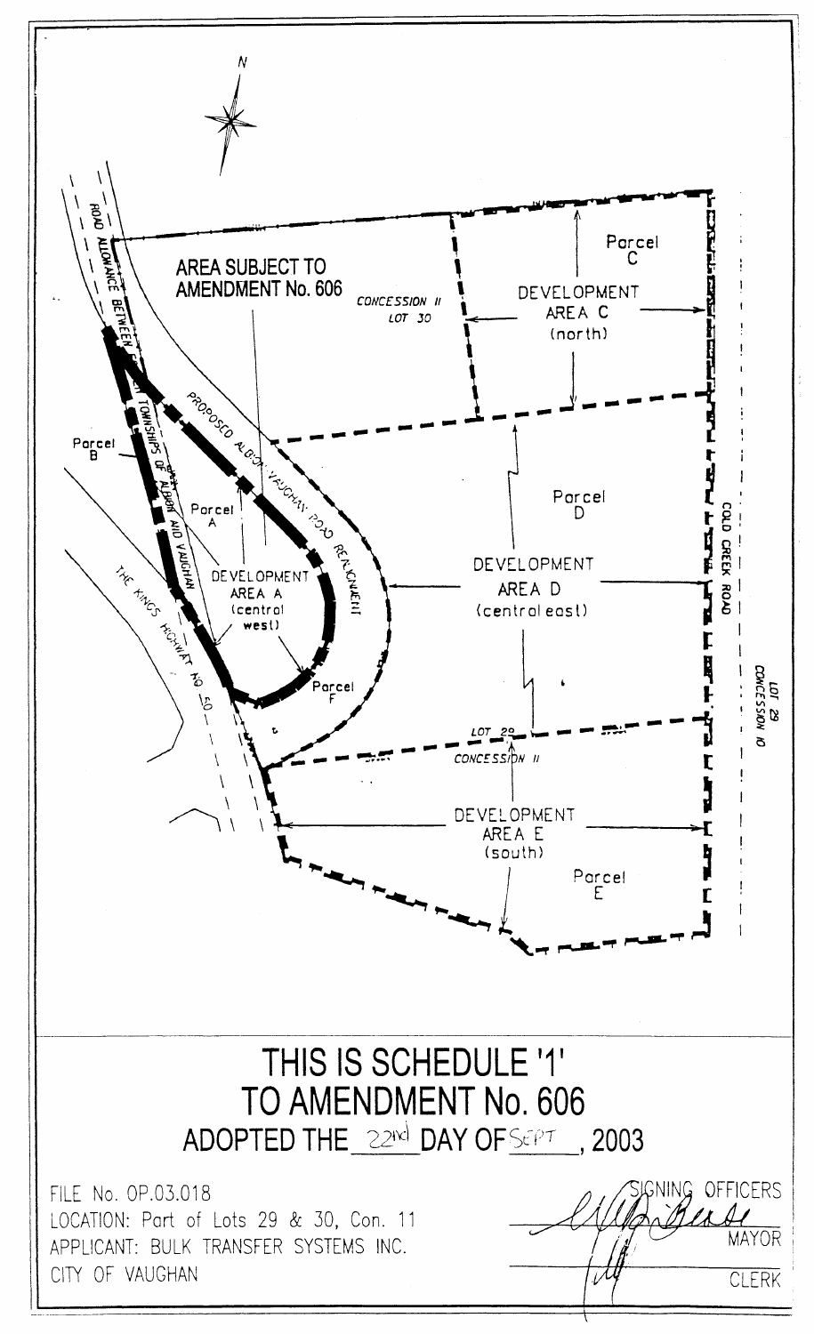N

ROAD ALLOWANCE BETWEEN TOWNSHIPS OF ALBION AND VAUGHAN

AREA SUBJECT TO AMENDMENT No. 606

CONCESSION 11
LOT 30

Parcel C

DEVELOPMENT AREA C (north)

PROPOSED ALBION VAUGHAN ROAD REALIGNMENT

Parcel B

Parcel A

DEVELOPMENT AREA A (central west)

Parcel F

THE KINGS HIGHWAY No. 50

Parcel D

DEVELOPMENT AREA D (central east)

COLD CREEK ROAD

LOT 29
CONCESSION 10

LOT 29
CONCESSION 11

DEVELOPMENT AREA E (south)

Parcel E

# THIS IS SCHEDULE '1' TO AMENDMENT No. 606

## ADOPTED THE 22nd DAY OF SEPT, 2003

FILE No. OP.03.018
LOCATION: Part of Lots 29 & 30, Con. 11
APPLICANT: BULK TRANSFER SYSTEMS INC.
CITY OF VAUGHAN

SIGNING OFFICERS

MAYOR

CLERK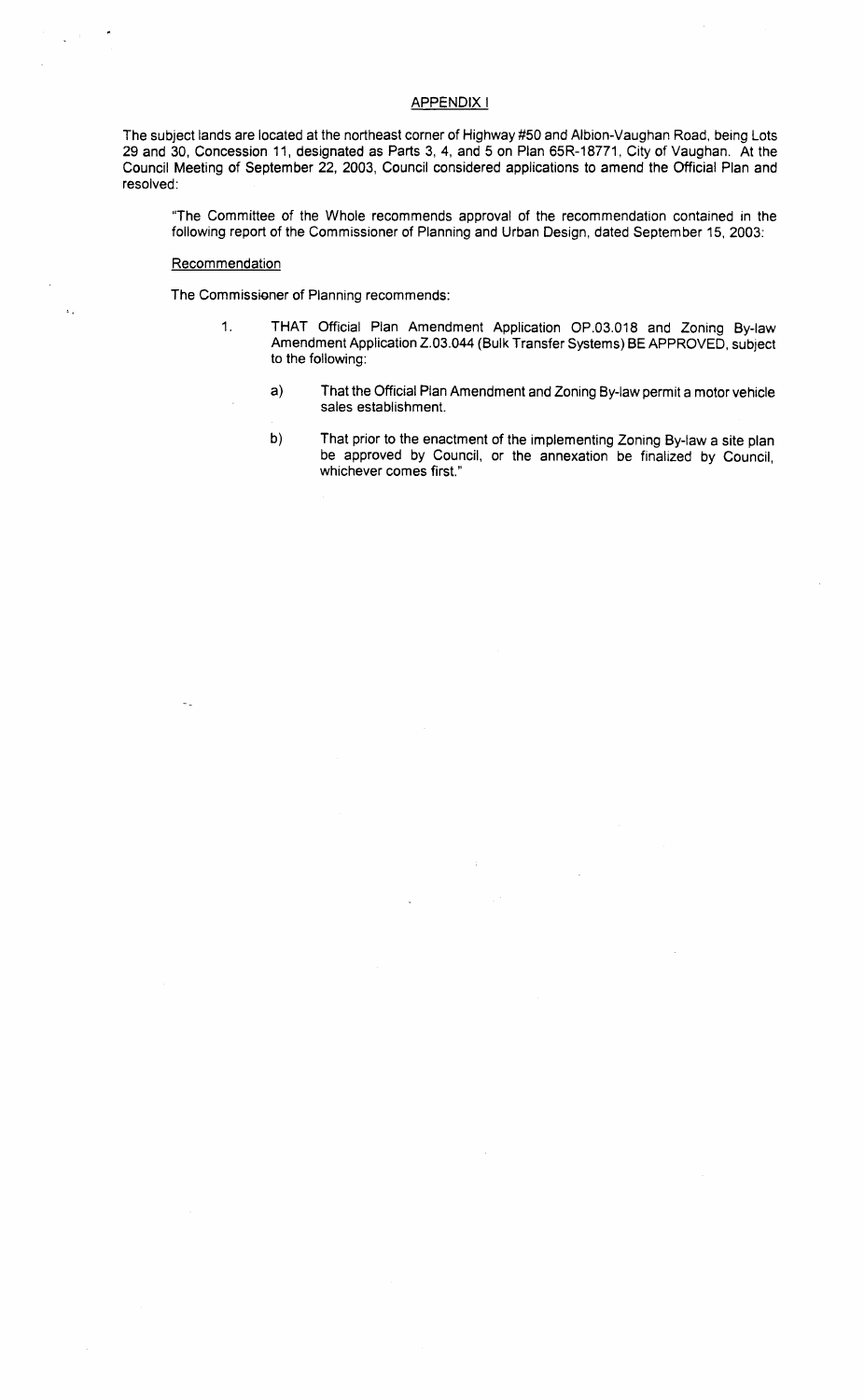## APPENDIX I

The subject lands are located at the northeast corner of Highway #50 and Albion-Vaughan Road, being Lots 29 and 30, Concession 11, designated as Parts 3, 4, and 5 on Plan 65R-18771, City of Vaughan. At the Council Meeting of September 22, 2003, Council considered applications to amend the Official Plan and resolved:

> "The Committee of the Whole recommends approval of the recommendation contained in the following report of the Commissioner of Planning and Urban Design, dated September 15, 2003:
>
> Recommendation
>
> The Commissioner of Planning recommends:
>
> 1. THAT Official Plan Amendment Application OP.03.018 and Zoning By-law Amendment Application Z.03.044 (Bulk Transfer Systems) BE APPROVED, subject to the following:
>
>     a) That the Official Plan Amendment and Zoning By-law permit a motor vehicle sales establishment.
>
>     b) That prior to the enactment of the implementing Zoning By-law a site plan be approved by Council, or the annexation be finalized by Council, whichever comes first."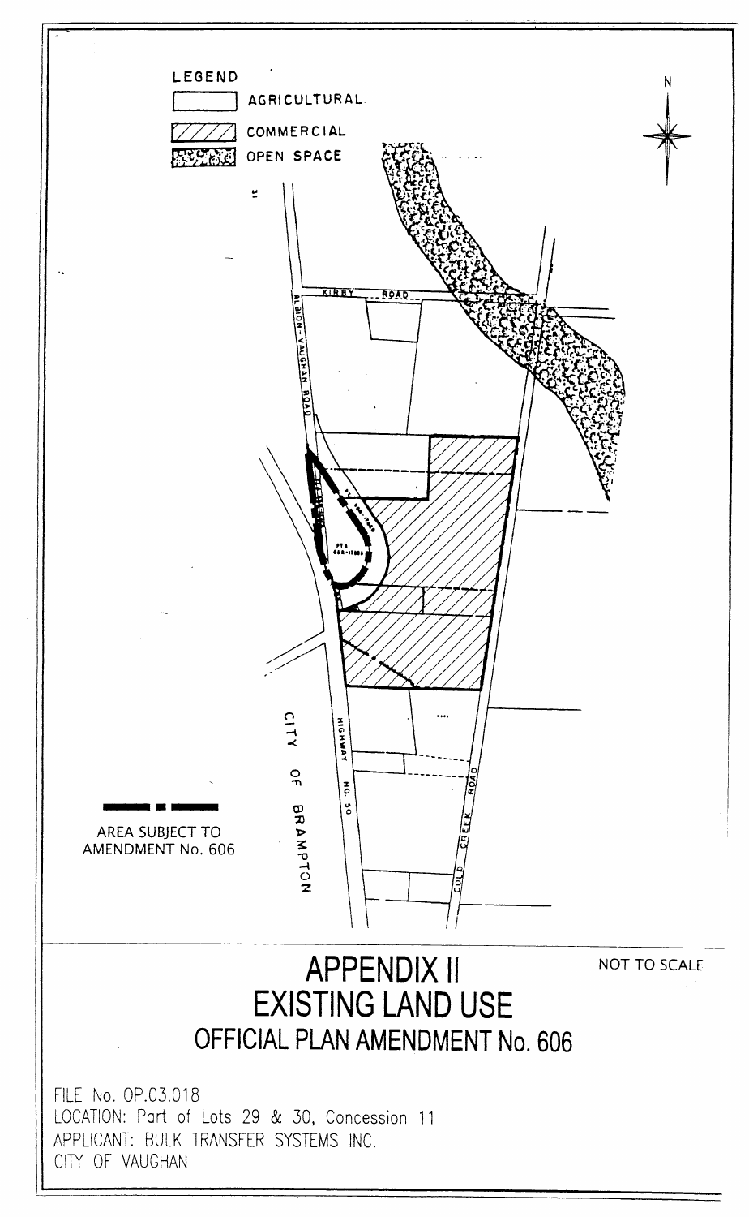LEGEND

AGRICULTURAL

COMMERCIAL

OPEN SPACE

N

KIRBY ROAD

ALBION-VAUGHAN ROAD

CITY OF BRAMPTON

HIGHWAY NO. 50

COLD CREEK ROAD

AREA SUBJECT TO AMENDMENT No. 606

# APPENDIX II

# EXISTING LAND USE

## OFFICIAL PLAN AMENDMENT No. 606

NOT TO SCALE

FILE No. OP.03.018
LOCATION: Part of Lots 29 & 30, Concession 11
APPLICANT: BULK TRANSFER SYSTEMS INC.
CITY OF VAUGHAN